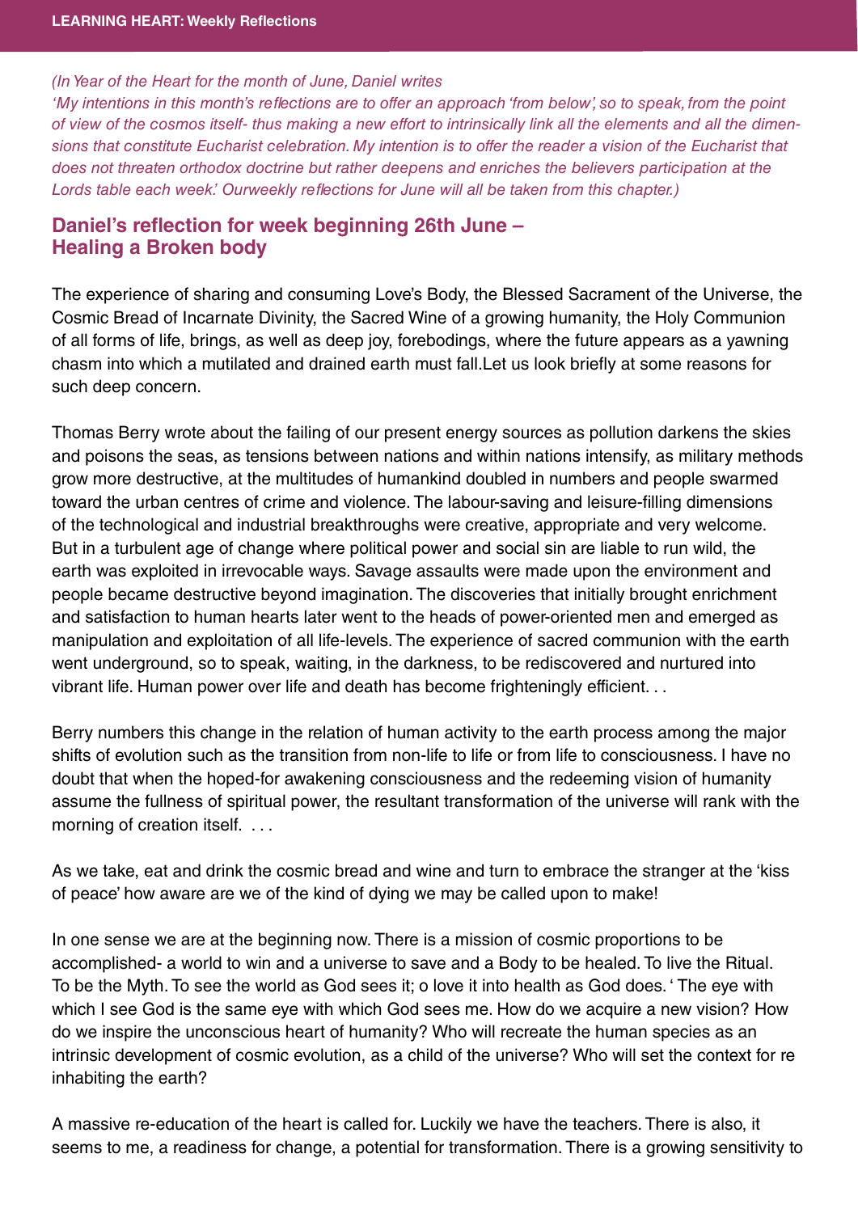*(In Year of the Heart for the month of June, Daniel writes 'My intentions in this month's reflections are to offer an approach 'from below', so to speak, from the point of view of the cosmos itself- thus making a new effort to intrinsically link all the elements and all the dimensions that constitute Eucharist celebration. My intention is to offer the reader a vision of the Eucharist that does not threaten orthodox doctrine but rather deepens and enriches the believers participation at the Lords table each week.' Ourweekly reflections for June will all be taken from this chapter.)*

## Daniel's reflection for week beginning 26th June – Healing a Broken body

The experience of sharing and consuming Love's Body, the Blessed Sacrament of the Universe, the Cosmic Bread of Incarnate Divinity, the Sacred Wine of a growing humanity, the Holy Communion of all forms of life, brings, as well as deep joy, forebodings, where the future appears as a yawning chasm into which a mutilated and drained earth must fall.Let us look briefly at some reasons for such deep concern.

Thomas Berry wrote about the failing of our present energy sources as pollution darkens the skies and poisons the seas, as tensions between nations and within nations intensify, as military methods grow more destructive, at the multitudes of humankind doubled in numbers and people swarmed toward the urban centres of crime and violence. The labour-saving and leisure-filling dimensions of the technological and industrial breakthroughs were creative, appropriate and very welcome. But in a turbulent age of change where political power and social sin are liable to run wild, the earth was exploited in irrevocable ways. Savage assaults were made upon the environment and people became destructive beyond imagination. The discoveries that initially brought enrichment and satisfaction to human hearts later went to the heads of power-oriented men and emerged as manipulation and exploitation of all life-levels. The experience of sacred communion with the earth went underground, so to speak, waiting, in the darkness, to be rediscovered and nurtured into vibrant life. Human power over life and death has become frighteningly efficient. . .

Berry numbers this change in the relation of human activity to the earth process among the major shifts of evolution such as the transition from non-life to life or from life to consciousness. I have no doubt that when the hoped-for awakening consciousness and the redeeming vision of humanity assume the fullness of spiritual power, the resultant transformation of the universe will rank with the morning of creation itself. . . .

As we take, eat and drink the cosmic bread and wine and turn to embrace the stranger at the 'kiss of peace' how aware are we of the kind of dying we may be called upon to make!

In one sense we are at the beginning now. There is a mission of cosmic proportions to be accomplished- a world to win and a universe to save and a Body to be healed. To live the Ritual. To be the Myth. To see the world as God sees it; o love it into health as God does. ' The eye with which I see God is the same eye with which God sees me. How do we acquire a new vision? How do we inspire the unconscious heart of humanity? Who will recreate the human species as an intrinsic development of cosmic evolution, as a child of the universe? Who will set the context for re inhabiting the earth?

A massive re-education of the heart is called for. Luckily we have the teachers. There is also, it seems to me, a readiness for change, a potential for transformation. There is a growing sensitivity to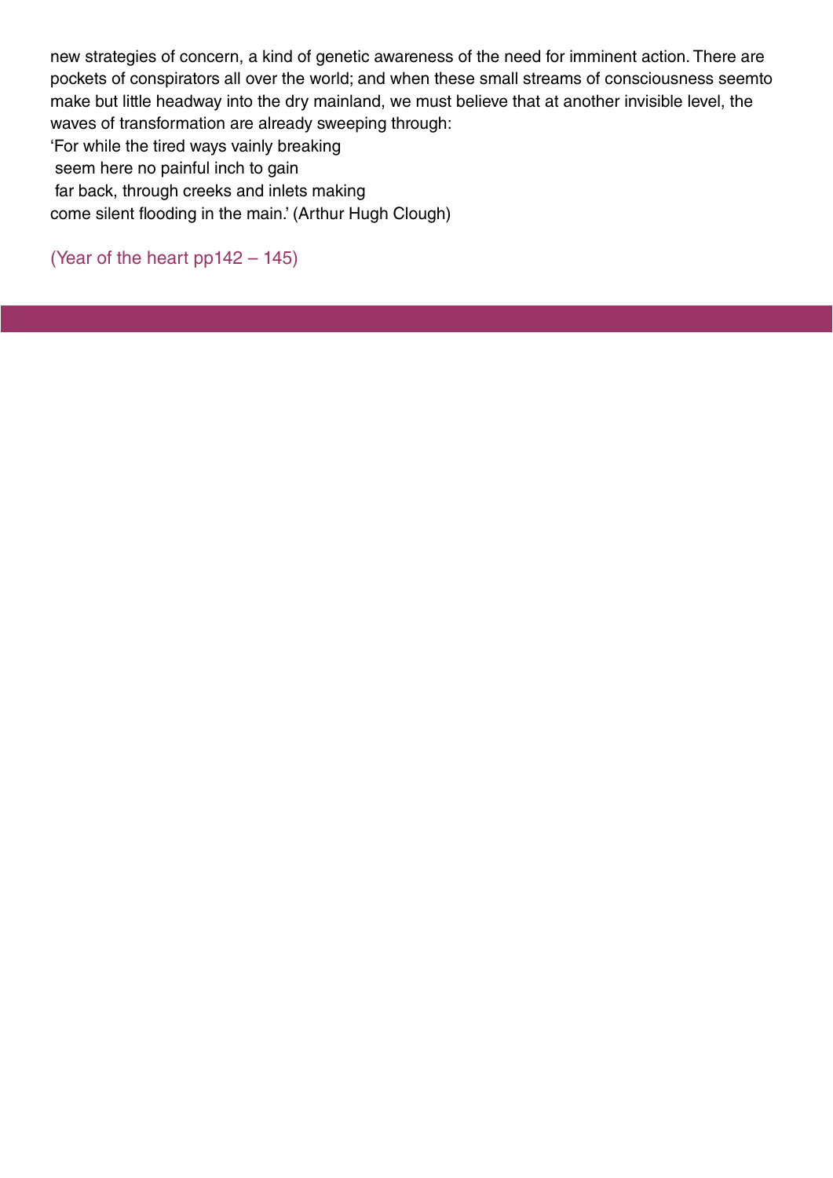new strategies of concern, a kind of genetic awareness of the need for imminent action. There are pockets of conspirators all over the world; and when these small streams of consciousness seemto make but little headway into the dry mainland, we must believe that at another invisible level, the waves of transformation are already sweeping through:

'For while the tired ways vainly breaking  
seem here no painful inch to gain  
far back, through creeks and inlets making  
come silent flooding in the main.' (Arthur Hugh Clough)

(Year of the heart pp142 – 145)